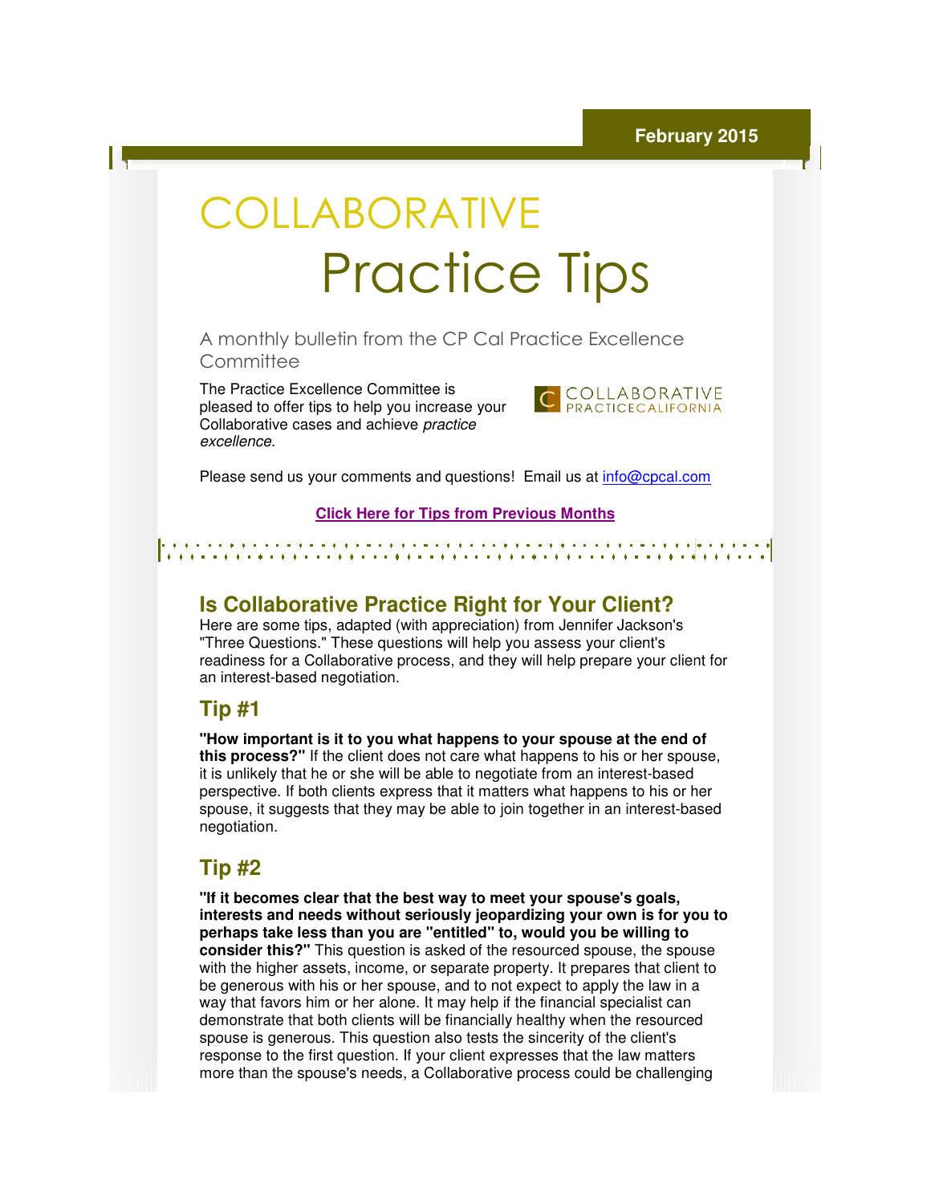February 2015

# COLLABORATIVE Practice Tips

A monthly bulletin from the CP Cal Practice Excellence Committee

The Practice Excellence Committee is pleased to offer tips to help you increase your Collaborative cases and achieve *practice excellence*.

COLLABORATIVE PRACTICECALIFORNIA

Please send us your comments and questions! Email us at info@cpcal.com

**Click Here for Tips from Previous Months**

## Is Collaborative Practice Right for Your Client?

Here are some tips, adapted (with appreciation) from Jennifer Jackson's "Three Questions." These questions will help you assess your client's readiness for a Collaborative process, and they will help prepare your client for an interest-based negotiation.

### Tip #1

**"How important is it to you what happens to your spouse at the end of this process?"** If the client does not care what happens to his or her spouse, it is unlikely that he or she will be able to negotiate from an interest-based perspective. If both clients express that it matters what happens to his or her spouse, it suggests that they may be able to join together in an interest-based negotiation.

### Tip #2

**"If it becomes clear that the best way to meet your spouse's goals, interests and needs without seriously jeopardizing your own is for you to perhaps take less than you are "entitled" to, would you be willing to consider this?"** This question is asked of the resourced spouse, the spouse with the higher assets, income, or separate property. It prepares that client to be generous with his or her spouse, and to not expect to apply the law in a way that favors him or her alone. It may help if the financial specialist can demonstrate that both clients will be financially healthy when the resourced spouse is generous. This question also tests the sincerity of the client's response to the first question. If your client expresses that the law matters more than the spouse's needs, a Collaborative process could be challenging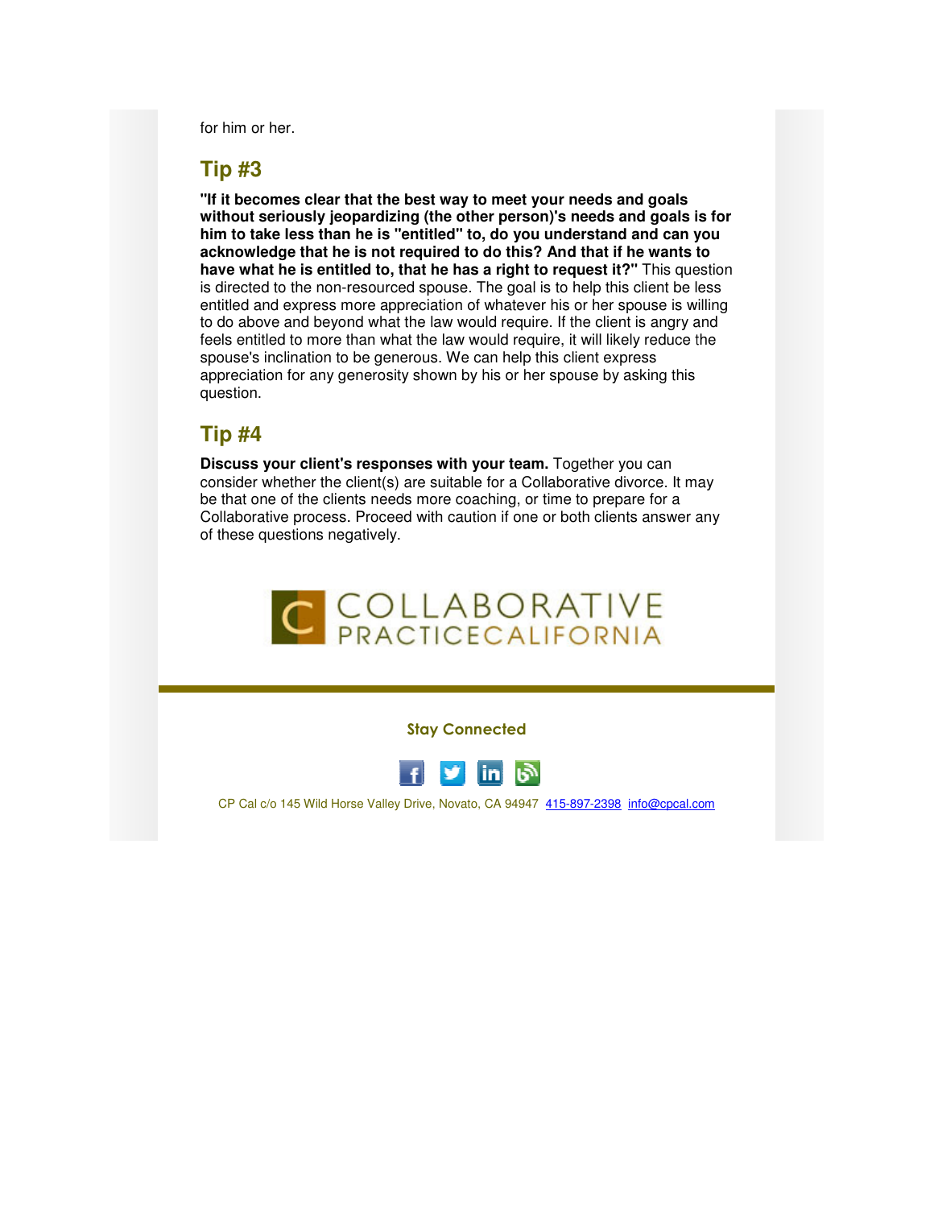for him or her.

## Tip #3

**"If it becomes clear that the best way to meet your needs and goals without seriously jeopardizing (the other person)'s needs and goals is for him to take less than he is "entitled" to, do you understand and can you acknowledge that he is not required to do this? And that if he wants to have what he is entitled to, that he has a right to request it?"** This question is directed to the non-resourced spouse. The goal is to help this client be less entitled and express more appreciation of whatever his or her spouse is willing to do above and beyond what the law would require. If the client is angry and feels entitled to more than what the law would require, it will likely reduce the spouse's inclination to be generous. We can help this client express appreciation for any generosity shown by his or her spouse by asking this question.

## Tip #4

**Discuss your client's responses with your team.** Together you can consider whether the client(s) are suitable for a Collaborative divorce. It may be that one of the clients needs more coaching, or time to prepare for a Collaborative process. Proceed with caution if one or both clients answer any of these questions negatively.

COLLABORATIVE PRACTICECALIFORNIA

**Stay Connected**

CP Cal c/o 145 Wild Horse Valley Drive, Novato, CA 94947 415-897-2398 info@cpcal.com